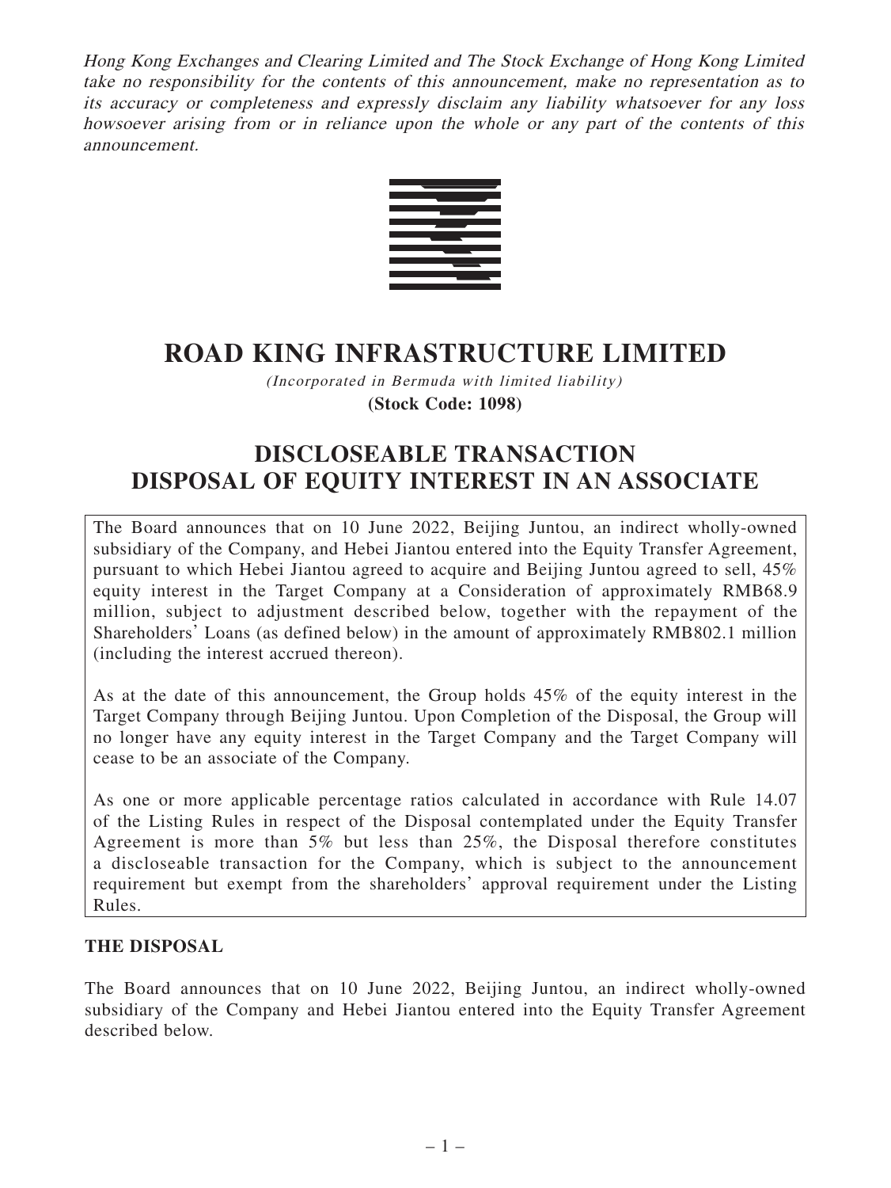*Hong Kong Exchanges and Clearing Limited and The Stock Exchange of Hong Kong Limited take no responsibility for the contents of this announcement, make no representation as to its accuracy or completeness and expressly disclaim any liability whatsoever for any loss howsoever arising from or in reliance upon the whole or any part of the contents of this announcement.*

# ROAD KING INFRASTRUCTURE LIMITED

*(Incorporated in Bermuda with limited liability)*

**(Stock Code: 1098)**

# DISCLOSEABLE TRANSACTION DISPOSAL OF EQUITY INTEREST IN AN ASSOCIATE

The Board announces that on 10 June 2022, Beijing Juntou, an indirect wholly-owned subsidiary of the Company, and Hebei Jiantou entered into the Equity Transfer Agreement, pursuant to which Hebei Jiantou agreed to acquire and Beijing Juntou agreed to sell, 45% equity interest in the Target Company at a Consideration of approximately RMB68.9 million, subject to adjustment described below, together with the repayment of the Shareholders' Loans (as defined below) in the amount of approximately RMB802.1 million (including the interest accrued thereon).

As at the date of this announcement, the Group holds 45% of the equity interest in the Target Company through Beijing Juntou. Upon Completion of the Disposal, the Group will no longer have any equity interest in the Target Company and the Target Company will cease to be an associate of the Company.

As one or more applicable percentage ratios calculated in accordance with Rule 14.07 of the Listing Rules in respect of the Disposal contemplated under the Equity Transfer Agreement is more than 5% but less than 25%, the Disposal therefore constitutes a discloseable transaction for the Company, which is subject to the announcement requirement but exempt from the shareholders' approval requirement under the Listing Rules.

**THE DISPOSAL**

The Board announces that on 10 June 2022, Beijing Juntou, an indirect wholly-owned subsidiary of the Company and Hebei Jiantou entered into the Equity Transfer Agreement described below.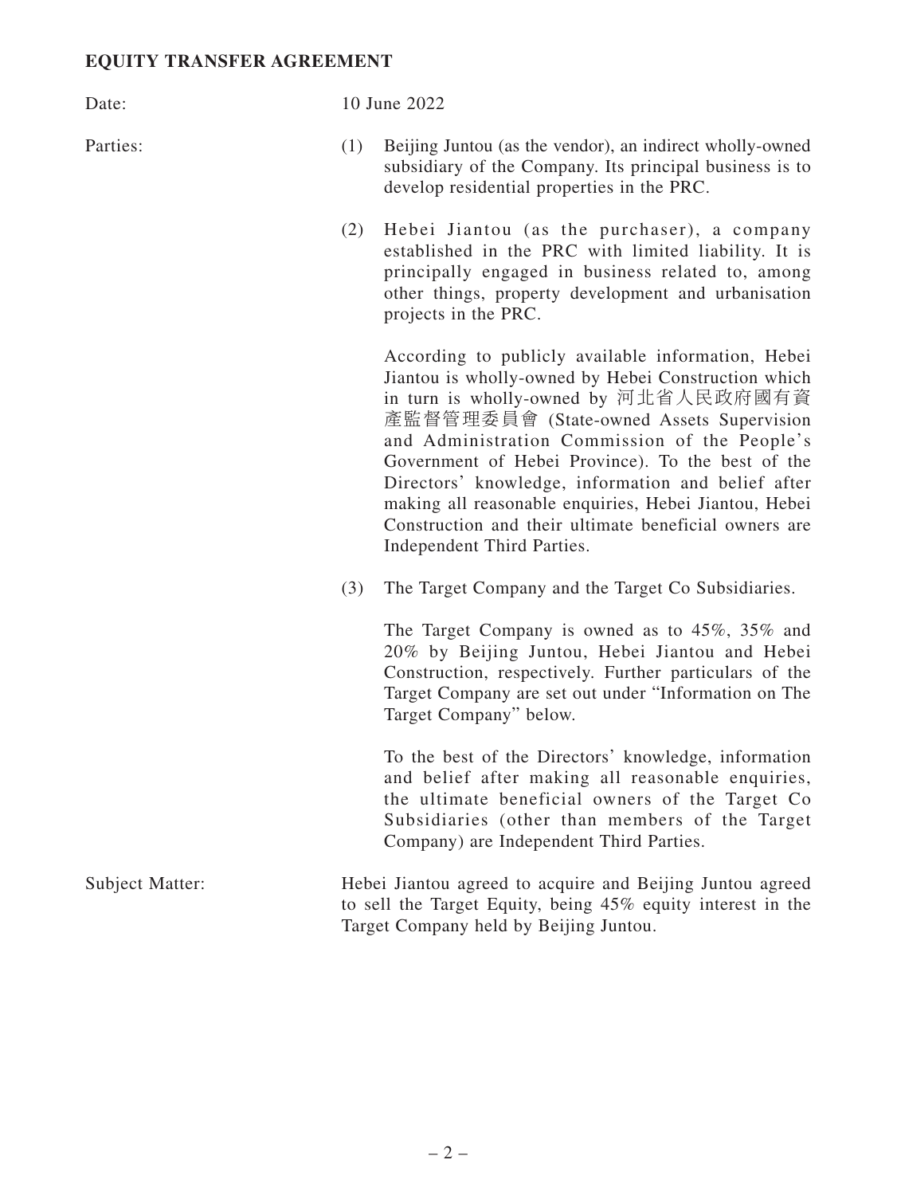## EQUITY TRANSFER AGREEMENT

Date: 10 June 2022

Parties:

(1) Beijing Juntou (as the vendor), an indirect wholly-owned subsidiary of the Company. Its principal business is to develop residential properties in the PRC.

(2) Hebei Jiantou (as the purchaser), a company established in the PRC with limited liability. It is principally engaged in business related to, among other things, property development and urbanisation projects in the PRC.

According to publicly available information, Hebei Jiantou is wholly-owned by Hebei Construction which in turn is wholly-owned by 河北省人民政府國有資產監督管理委員會 (State-owned Assets Supervision and Administration Commission of the People's Government of Hebei Province). To the best of the Directors' knowledge, information and belief after making all reasonable enquiries, Hebei Jiantou, Hebei Construction and their ultimate beneficial owners are Independent Third Parties.

(3) The Target Company and the Target Co Subsidiaries.

The Target Company is owned as to 45%, 35% and 20% by Beijing Juntou, Hebei Jiantou and Hebei Construction, respectively. Further particulars of the Target Company are set out under "Information on The Target Company" below.

To the best of the Directors' knowledge, information and belief after making all reasonable enquiries, the ultimate beneficial owners of the Target Co Subsidiaries (other than members of the Target Company) are Independent Third Parties.

Subject Matter: Hebei Jiantou agreed to acquire and Beijing Juntou agreed to sell the Target Equity, being 45% equity interest in the Target Company held by Beijing Juntou.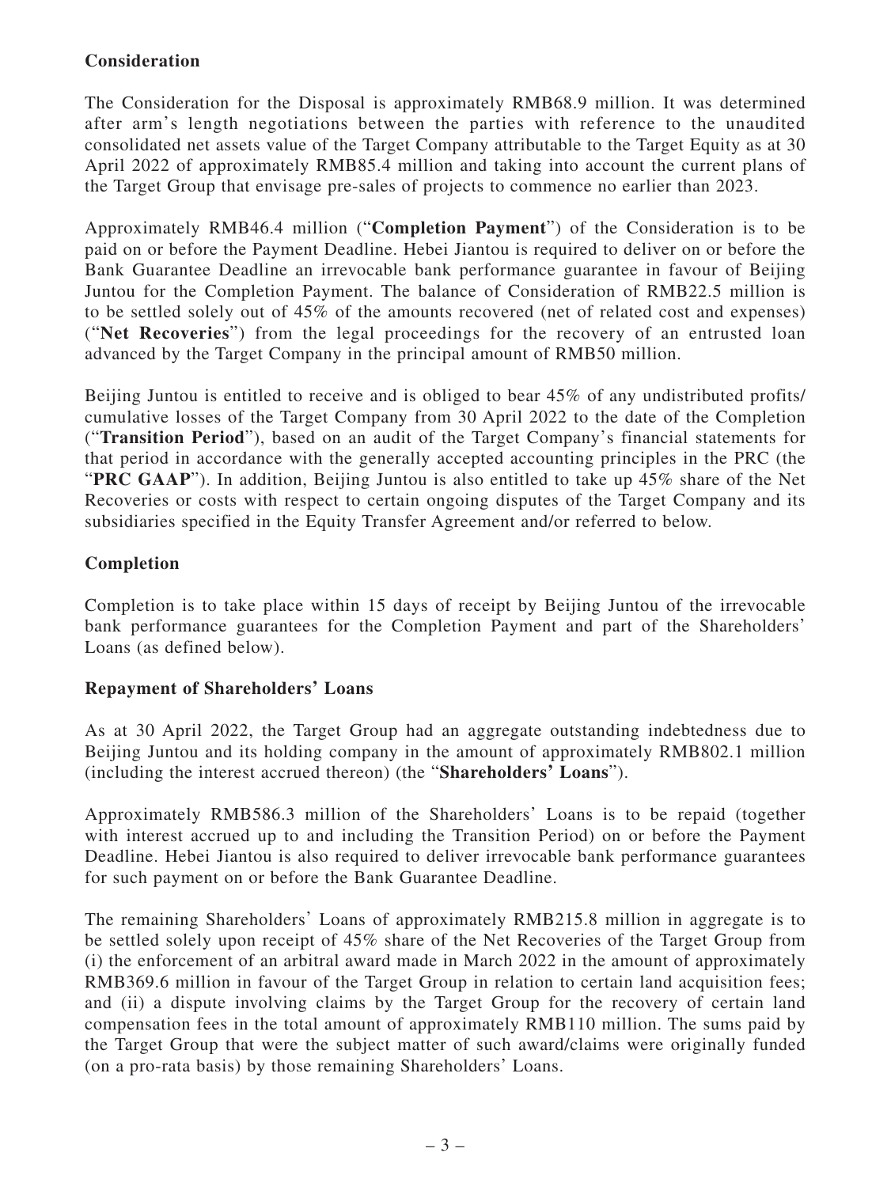## Consideration

The Consideration for the Disposal is approximately RMB68.9 million. It was determined after arm's length negotiations between the parties with reference to the unaudited consolidated net assets value of the Target Company attributable to the Target Equity as at 30 April 2022 of approximately RMB85.4 million and taking into account the current plans of the Target Group that envisage pre-sales of projects to commence no earlier than 2023.

Approximately RMB46.4 million ("**Completion Payment**") of the Consideration is to be paid on or before the Payment Deadline. Hebei Jiantou is required to deliver on or before the Bank Guarantee Deadline an irrevocable bank performance guarantee in favour of Beijing Juntou for the Completion Payment. The balance of Consideration of RMB22.5 million is to be settled solely out of 45% of the amounts recovered (net of related cost and expenses) ("**Net Recoveries**") from the legal proceedings for the recovery of an entrusted loan advanced by the Target Company in the principal amount of RMB50 million.

Beijing Juntou is entitled to receive and is obliged to bear 45% of any undistributed profits/cumulative losses of the Target Company from 30 April 2022 to the date of the Completion ("**Transition Period**"), based on an audit of the Target Company's financial statements for that period in accordance with the generally accepted accounting principles in the PRC (the "**PRC GAAP**"). In addition, Beijing Juntou is also entitled to take up 45% share of the Net Recoveries or costs with respect to certain ongoing disputes of the Target Company and its subsidiaries specified in the Equity Transfer Agreement and/or referred to below.

## Completion

Completion is to take place within 15 days of receipt by Beijing Juntou of the irrevocable bank performance guarantees for the Completion Payment and part of the Shareholders' Loans (as defined below).

## Repayment of Shareholders' Loans

As at 30 April 2022, the Target Group had an aggregate outstanding indebtedness due to Beijing Juntou and its holding company in the amount of approximately RMB802.1 million (including the interest accrued thereon) (the "**Shareholders' Loans**").

Approximately RMB586.3 million of the Shareholders' Loans is to be repaid (together with interest accrued up to and including the Transition Period) on or before the Payment Deadline. Hebei Jiantou is also required to deliver irrevocable bank performance guarantees for such payment on or before the Bank Guarantee Deadline.

The remaining Shareholders' Loans of approximately RMB215.8 million in aggregate is to be settled solely upon receipt of 45% share of the Net Recoveries of the Target Group from (i) the enforcement of an arbitral award made in March 2022 in the amount of approximately RMB369.6 million in favour of the Target Group in relation to certain land acquisition fees; and (ii) a dispute involving claims by the Target Group for the recovery of certain land compensation fees in the total amount of approximately RMB110 million. The sums paid by the Target Group that were the subject matter of such award/claims were originally funded (on a pro-rata basis) by those remaining Shareholders' Loans.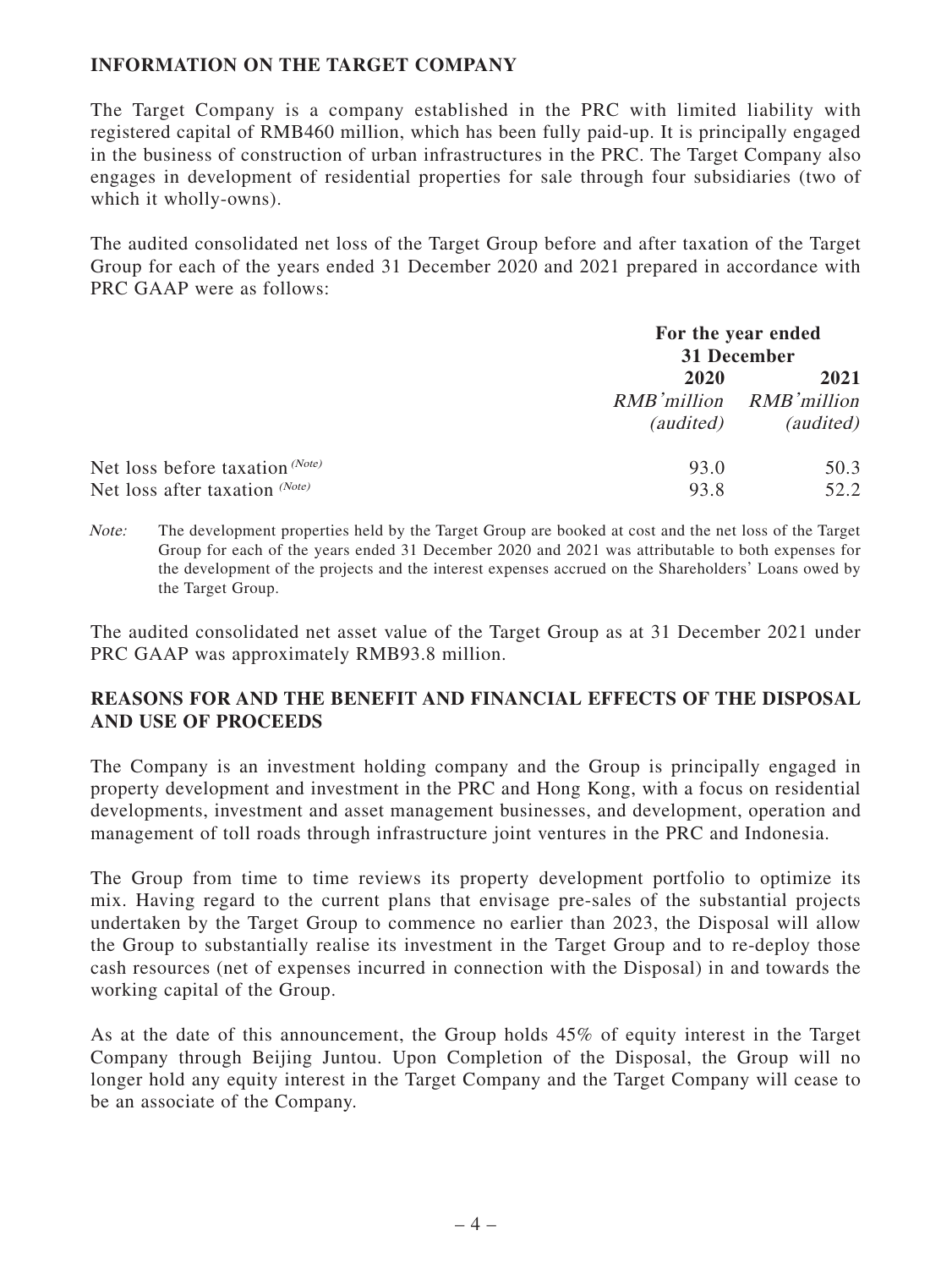## INFORMATION ON THE TARGET COMPANY

The Target Company is a company established in the PRC with limited liability with registered capital of RMB460 million, which has been fully paid-up. It is principally engaged in the business of construction of urban infrastructures in the PRC. The Target Company also engages in development of residential properties for sale through four subsidiaries (two of which it wholly-owns).

The audited consolidated net loss of the Target Group before and after taxation of the Target Group for each of the years ended 31 December 2020 and 2021 prepared in accordance with PRC GAAP were as follows:

| | For the year ended 31 December | |
|---|---|---|
| | **2020** | **2021** |
| | *RMB'million* | *RMB'million* |
| | *(audited)* | *(audited)* |
| Net loss before taxation (Note) | 93.0 | 50.3 |
| Net loss after taxation (Note) | 93.8 | 52.2 |

*Note:* The development properties held by the Target Group are booked at cost and the net loss of the Target Group for each of the years ended 31 December 2020 and 2021 was attributable to both expenses for the development of the projects and the interest expenses accrued on the Shareholders' Loans owed by the Target Group.

The audited consolidated net asset value of the Target Group as at 31 December 2021 under PRC GAAP was approximately RMB93.8 million.

## REASONS FOR AND THE BENEFIT AND FINANCIAL EFFECTS OF THE DISPOSAL AND USE OF PROCEEDS

The Company is an investment holding company and the Group is principally engaged in property development and investment in the PRC and Hong Kong, with a focus on residential developments, investment and asset management businesses, and development, operation and management of toll roads through infrastructure joint ventures in the PRC and Indonesia.

The Group from time to time reviews its property development portfolio to optimize its mix. Having regard to the current plans that envisage pre-sales of the substantial projects undertaken by the Target Group to commence no earlier than 2023, the Disposal will allow the Group to substantially realise its investment in the Target Group and to re-deploy those cash resources (net of expenses incurred in connection with the Disposal) in and towards the working capital of the Group.

As at the date of this announcement, the Group holds 45% of equity interest in the Target Company through Beijing Juntou. Upon Completion of the Disposal, the Group will no longer hold any equity interest in the Target Company and the Target Company will cease to be an associate of the Company.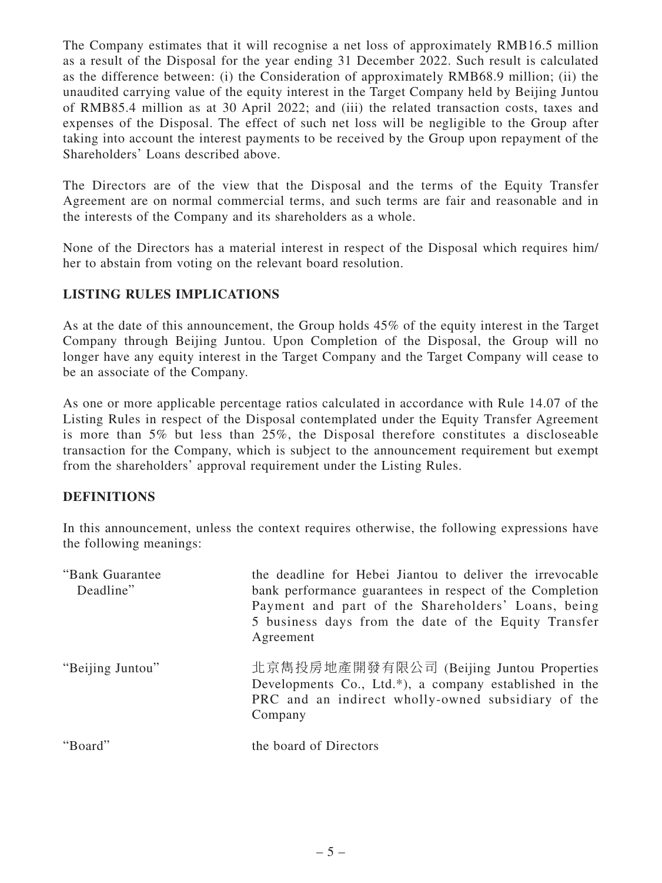The Company estimates that it will recognise a net loss of approximately RMB16.5 million as a result of the Disposal for the year ending 31 December 2022. Such result is calculated as the difference between: (i) the Consideration of approximately RMB68.9 million; (ii) the unaudited carrying value of the equity interest in the Target Company held by Beijing Juntou of RMB85.4 million as at 30 April 2022; and (iii) the related transaction costs, taxes and expenses of the Disposal. The effect of such net loss will be negligible to the Group after taking into account the interest payments to be received by the Group upon repayment of the Shareholders' Loans described above.

The Directors are of the view that the Disposal and the terms of the Equity Transfer Agreement are on normal commercial terms, and such terms are fair and reasonable and in the interests of the Company and its shareholders as a whole.

None of the Directors has a material interest in respect of the Disposal which requires him/her to abstain from voting on the relevant board resolution.

## LISTING RULES IMPLICATIONS

As at the date of this announcement, the Group holds 45% of the equity interest in the Target Company through Beijing Juntou. Upon Completion of the Disposal, the Group will no longer have any equity interest in the Target Company and the Target Company will cease to be an associate of the Company.

As one or more applicable percentage ratios calculated in accordance with Rule 14.07 of the Listing Rules in respect of the Disposal contemplated under the Equity Transfer Agreement is more than 5% but less than 25%, the Disposal therefore constitutes a discloseable transaction for the Company, which is subject to the announcement requirement but exempt from the shareholders' approval requirement under the Listing Rules.

## DEFINITIONS

In this announcement, unless the context requires otherwise, the following expressions have the following meanings:

| | |
|---|---|
| "Bank Guarantee Deadline" | the deadline for Hebei Jiantou to deliver the irrevocable bank performance guarantees in respect of the Completion Payment and part of the Shareholders' Loans, being 5 business days from the date of the Equity Transfer Agreement |
| "Beijing Juntou" | 北京雋投房地產開發有限公司 (Beijing Juntou Properties Developments Co., Ltd.*), a company established in the PRC and an indirect wholly-owned subsidiary of the Company |
| "Board" | the board of Directors |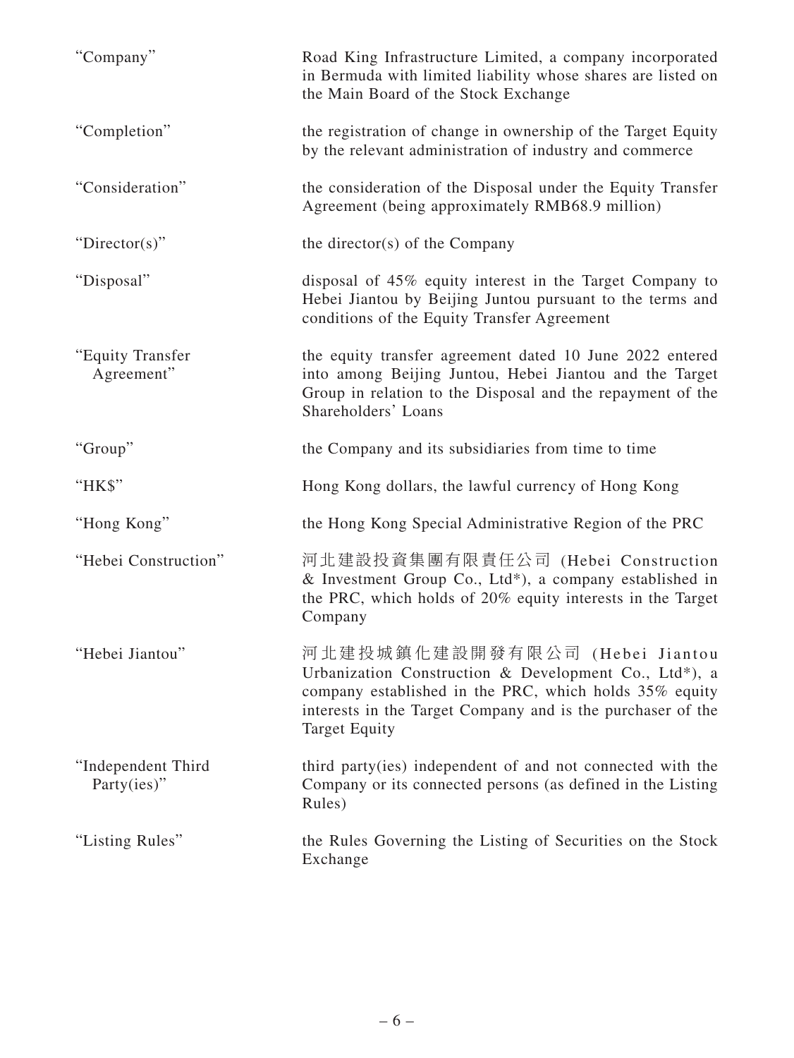| | |
|---|---|
| "Company" | Road King Infrastructure Limited, a company incorporated in Bermuda with limited liability whose shares are listed on the Main Board of the Stock Exchange |
| "Completion" | the registration of change in ownership of the Target Equity by the relevant administration of industry and commerce |
| "Consideration" | the consideration of the Disposal under the Equity Transfer Agreement (being approximately RMB68.9 million) |
| "Director(s)" | the director(s) of the Company |
| "Disposal" | disposal of 45% equity interest in the Target Company to Hebei Jiantou by Beijing Juntou pursuant to the terms and conditions of the Equity Transfer Agreement |
| "Equity Transfer Agreement" | the equity transfer agreement dated 10 June 2022 entered into among Beijing Juntou, Hebei Jiantou and the Target Group in relation to the Disposal and the repayment of the Shareholders' Loans |
| "Group" | the Company and its subsidiaries from time to time |
| "HK$" | Hong Kong dollars, the lawful currency of Hong Kong |
| "Hong Kong" | the Hong Kong Special Administrative Region of the PRC |
| "Hebei Construction" | 河北建設投資集團有限責任公司 (Hebei Construction & Investment Group Co., Ltd*), a company established in the PRC, which holds of 20% equity interests in the Target Company |
| "Hebei Jiantou" | 河北建投城鎮化建設開發有限公司 (Hebei Jiantou Urbanization Construction & Development Co., Ltd*), a company established in the PRC, which holds 35% equity interests in the Target Company and is the purchaser of the Target Equity |
| "Independent Third Party(ies)" | third party(ies) independent of and not connected with the Company or its connected persons (as defined in the Listing Rules) |
| "Listing Rules" | the Rules Governing the Listing of Securities on the Stock Exchange |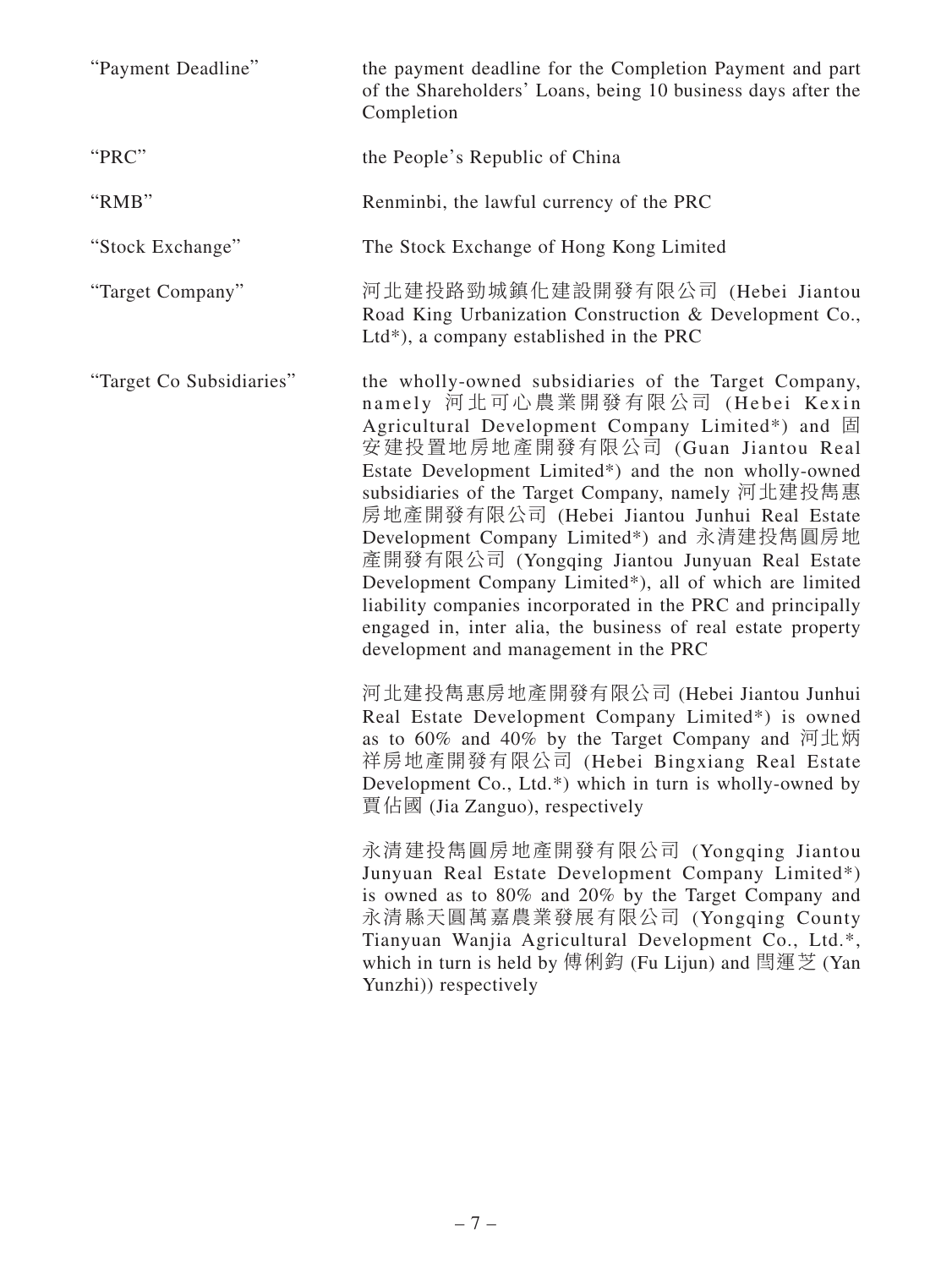| | |
|---|---|
| "Payment Deadline" | the payment deadline for the Completion Payment and part of the Shareholders' Loans, being 10 business days after the Completion |
| "PRC" | the People's Republic of China |
| "RMB" | Renminbi, the lawful currency of the PRC |
| "Stock Exchange" | The Stock Exchange of Hong Kong Limited |
| "Target Company" | 河北建投路勁城鎮化建設開發有限公司 (Hebei Jiantou Road King Urbanization Construction & Development Co., Ltd*), a company established in the PRC |
| "Target Co Subsidiaries" | the wholly-owned subsidiaries of the Target Company, namely 河北可心農業開發有限公司 (Hebei Kexin Agricultural Development Company Limited*) and 固安建投置地房地產開發有限公司 (Guan Jiantou Real Estate Development Limited*) and the non wholly-owned subsidiaries of the Target Company, namely 河北建投雋惠房地產開發有限公司 (Hebei Jiantou Junhui Real Estate Development Company Limited*) and 永清建投雋圓房地產開發有限公司 (Yongqing Jiantou Junyuan Real Estate Development Company Limited*), all of which are limited liability companies incorporated in the PRC and principally engaged in, inter alia, the business of real estate property development and management in the PRC<br><br>河北建投雋惠房地產開發有限公司 (Hebei Jiantou Junhui Real Estate Development Company Limited*) is owned as to 60% and 40% by the Target Company and 河北炳祥房地產開發有限公司 (Hebei Bingxiang Real Estate Development Co., Ltd.*) which in turn is wholly-owned by 賈佔國 (Jia Zanguo), respectively<br><br>永清建投雋圓房地產開發有限公司 (Yongqing Jiantou Junyuan Real Estate Development Company Limited*) is owned as to 80% and 20% by the Target Company and 永清縣天圓萬嘉農業發展有限公司 (Yongqing County Tianyuan Wanjia Agricultural Development Co., Ltd.*, which in turn is held by 傅俐鈞 (Fu Lijun) and 閆運芝 (Yan Yunzhi)) respectively |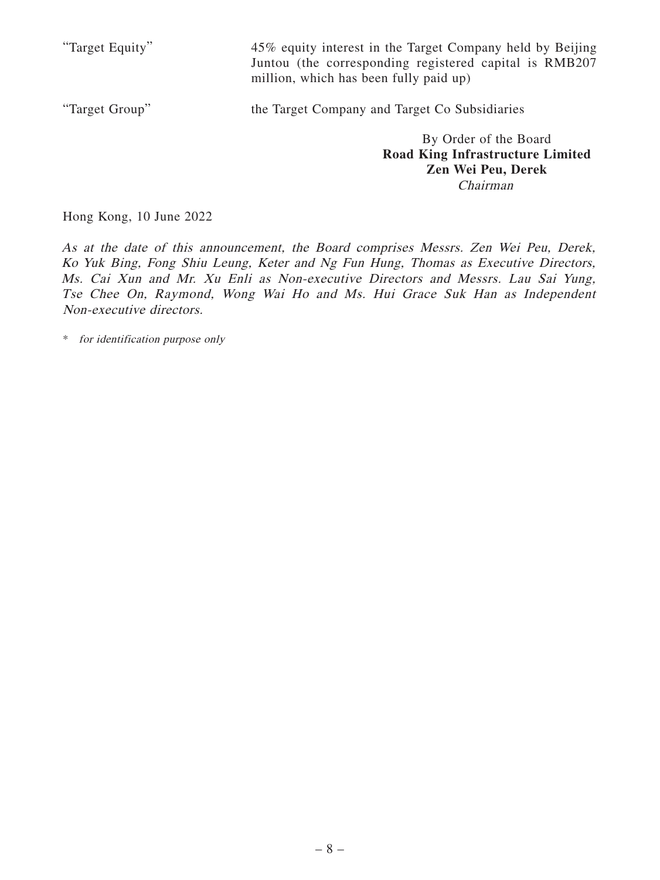| | |
|---|---|
| "Target Equity" | 45% equity interest in the Target Company held by Beijing Juntou (the corresponding registered capital is RMB207 million, which has been fully paid up) |
| "Target Group" | the Target Company and Target Co Subsidiaries |

By Order of the Board
**Road King Infrastructure Limited**
**Zen Wei Peu, Derek**
*Chairman*

Hong Kong, 10 June 2022

*As at the date of this announcement, the Board comprises Messrs. Zen Wei Peu, Derek, Ko Yuk Bing, Fong Shiu Leung, Keter and Ng Fun Hung, Thomas as Executive Directors, Ms. Cai Xun and Mr. Xu Enli as Non-executive Directors and Messrs. Lau Sai Yung, Tse Chee On, Raymond, Wong Wai Ho and Ms. Hui Grace Suk Han as Independent Non-executive directors.*

\* *for identification purpose only*